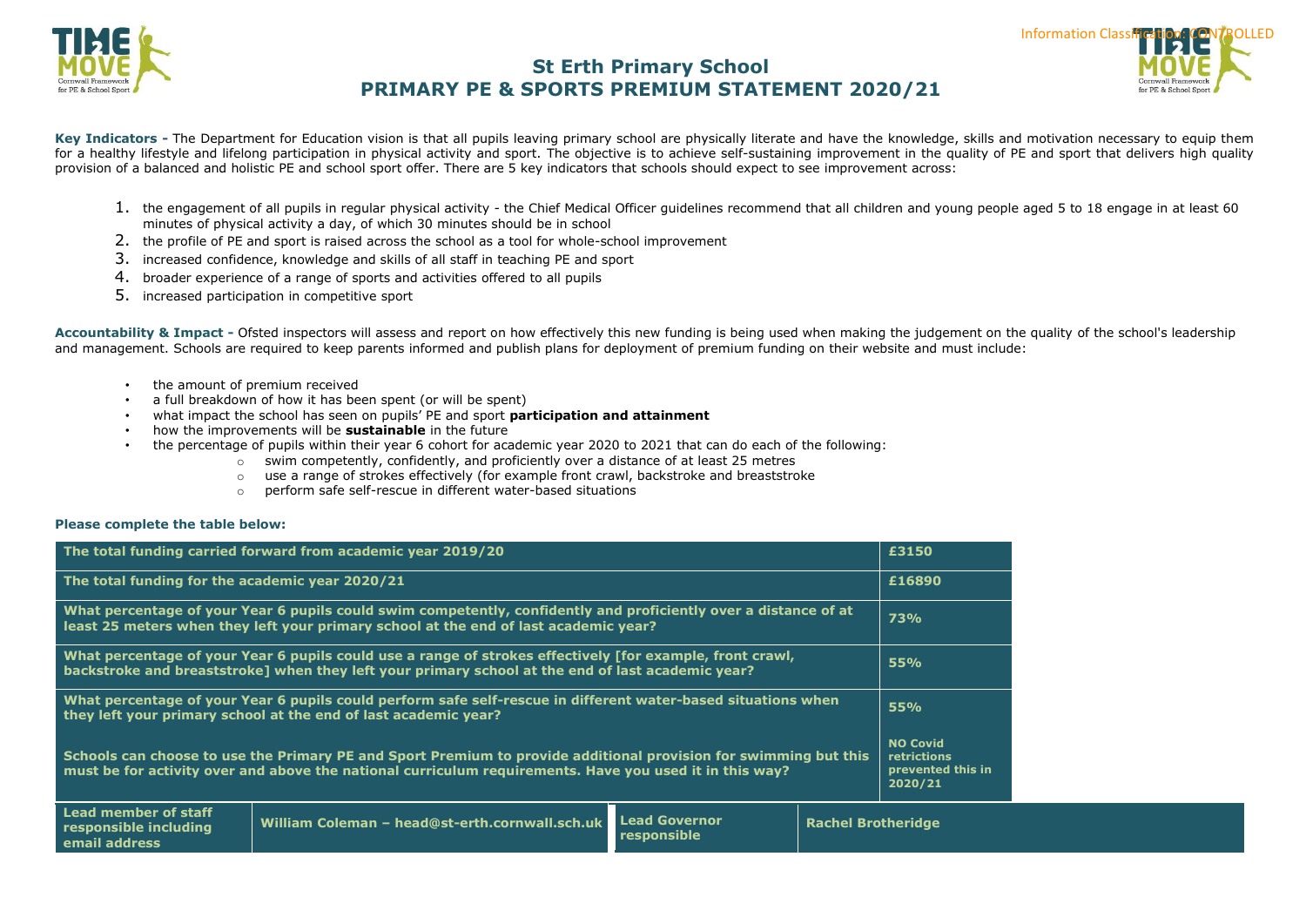# St Erth Primary School
## PRIMARY PE & SPORTS PREMIUM STATEMENT 2020/21

**Key Indicators -** The Department for Education vision is that all pupils leaving primary school are physically literate and have the knowledge, skills and motivation necessary to equip them for a healthy lifestyle and lifelong participation in physical activity and sport. The objective is to achieve self-sustaining improvement in the quality of PE and sport that delivers high quality provision of a balanced and holistic PE and school sport offer. There are 5 key indicators that schools should expect to see improvement across:

1. the engagement of all pupils in regular physical activity - the Chief Medical Officer guidelines recommend that all children and young people aged 5 to 18 engage in at least 60 minutes of physical activity a day, of which 30 minutes should be in school
2. the profile of PE and sport is raised across the school as a tool for whole-school improvement
3. increased confidence, knowledge and skills of all staff in teaching PE and sport
4. broader experience of a range of sports and activities offered to all pupils
5. increased participation in competitive sport

**Accountability & Impact -** Ofsted inspectors will assess and report on how effectively this new funding is being used when making the judgement on the quality of the school's leadership and management. Schools are required to keep parents informed and publish plans for deployment of premium funding on their website and must include:

- the amount of premium received
- a full breakdown of how it has been spent (or will be spent)
- what impact the school has seen on pupils' PE and sport **participation and attainment**
- how the improvements will be **sustainable** in the future
- the percentage of pupils within their year 6 cohort for academic year 2020 to 2021 that can do each of the following:
  - swim competently, confidently, and proficiently over a distance of at least 25 metres
  - use a range of strokes effectively (for example front crawl, backstroke and breaststroke
  - perform safe self-rescue in different water-based situations

**Please complete the table below:**

| | |
|---|---|
| The total funding carried forward from academic year 2019/20 | £3150 |
| The total funding for the academic year 2020/21 | £16890 |
| What percentage of your Year 6 pupils could swim competently, confidently and proficiently over a distance of at least 25 meters when they left your primary school at the end of last academic year? | 73% |
| What percentage of your Year 6 pupils could use a range of strokes effectively [for example, front crawl, backstroke and breaststroke] when they left your primary school at the end of last academic year? | 55% |
| What percentage of your Year 6 pupils could perform safe self-rescue in different water-based situations when they left your primary school at the end of last academic year? | 55% |
| Schools can choose to use the Primary PE and Sport Premium to provide additional provision for swimming but this must be for activity over and above the national curriculum requirements. Have you used it in this way? | NO Covid retrictions prevented this in 2020/21 |

| Lead member of staff responsible including email address | William Coleman – head@st-erth.cornwall.sch.uk | Lead Governor responsible | Rachel Brotheridge |
|---|---|---|---|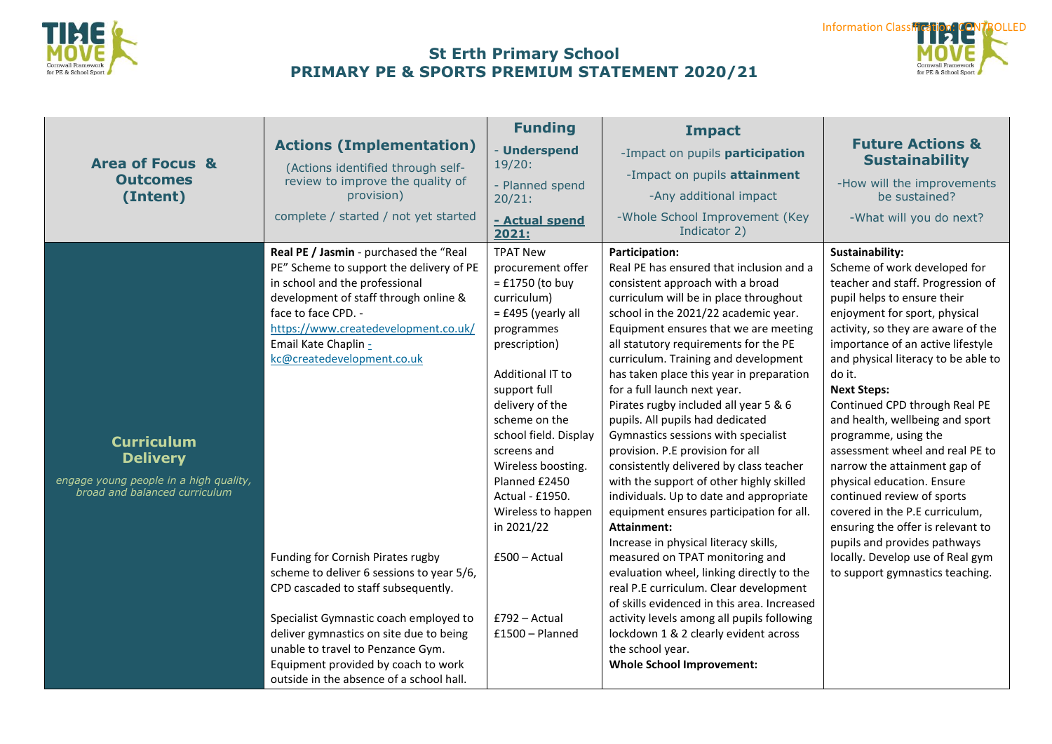# St Erth Primary School
# PRIMARY PE & SPORTS PREMIUM STATEMENT 2020/21

| Area of Focus & Outcomes (Intent) | Actions (Implementation) (Actions identified through self-review to improve the quality of provision) complete / started / not yet started | Funding - Underspend 19/20: - Planned spend 20/21: - Actual spend 2021: | Impact -Impact on pupils participation -Impact on pupils attainment -Any additional impact -Whole School Improvement (Key Indicator 2) | Future Actions & Sustainability -How will the improvements be sustained? -What will you do next? |
|---|---|---|---|---|
| **Curriculum Delivery** *engage young people in a high quality, broad and balanced curriculum* | **Real PE / Jasmin** - purchased the "Real PE" Scheme to support the delivery of PE in school and the professional development of staff through online & face to face CPD. - https://www.createdevelopment.co.uk/ Email Kate Chaplin - kc@createdevelopment.co.uk<br><br>Funding for Cornish Pirates rugby scheme to deliver 6 sessions to year 5/6, CPD cascaded to staff subsequently.<br><br>Specialist Gymnastic coach employed to deliver gymnastics on site due to being unable to travel to Penzance Gym. Equipment provided by coach to work outside in the absence of a school hall. | TPAT New procurement offer = £1750 (to buy curriculum) = £495 (yearly all programmes prescription)<br><br>Additional IT to support full delivery of the scheme on the school field. Display screens and Wireless boosting. Planned £2450 Actual - £1950. Wireless to happen in 2021/22<br><br>£500 – Actual<br><br>£792 – Actual £1500 – Planned | **Participation:** Real PE has ensured that inclusion and a consistent approach with a broad curriculum will be in place throughout school in the 2021/22 academic year. Equipment ensures that we are meeting all statutory requirements for the PE curriculum. Training and development has taken place this year in preparation for a full launch next year. Pirates rugby included all year 5 & 6 pupils. All pupils had dedicated Gymnastics sessions with specialist provision. P.E provision for all consistently delivered by class teacher with the support of other highly skilled individuals. Up to date and appropriate equipment ensures participation for all.<br>**Attainment:** Increase in physical literacy skills, measured on TPAT monitoring and evaluation wheel, linking directly to the real P.E curriculum. Clear development of skills evidenced in this area. Increased activity levels among all pupils following lockdown 1 & 2 clearly evident across the school year.<br>**Whole School Improvement:** | **Sustainability:** Scheme of work developed for teacher and staff. Progression of pupil helps to ensure their enjoyment for sport, physical activity, so they are aware of the importance of an active lifestyle and physical literacy to be able to do it.<br>**Next Steps:** Continued CPD through Real PE and health, wellbeing and sport programme, using the assessment wheel and real PE to narrow the attainment gap of physical education. Ensure continued review of sports covered in the P.E curriculum, ensuring the offer is relevant to pupils and provides pathways locally. Develop use of Real gym to support gymnastics teaching. |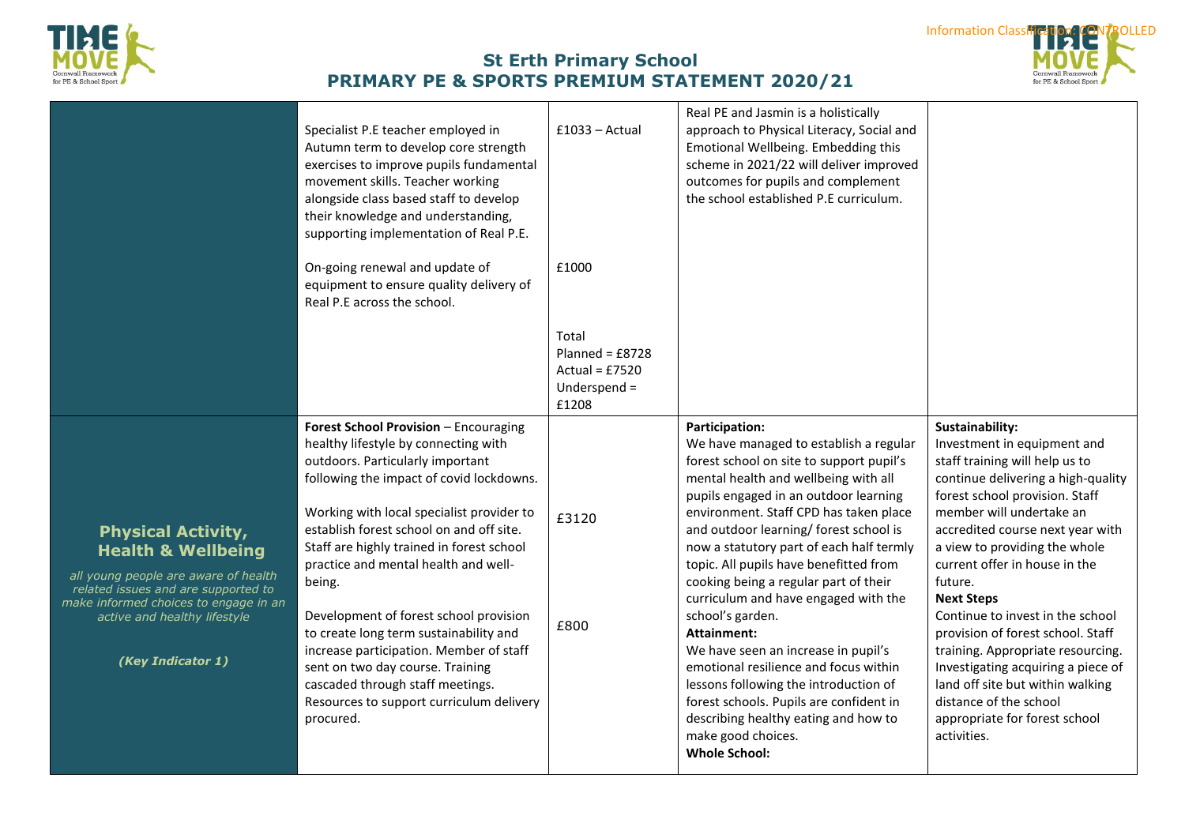# St Erth Primary School
## PRIMARY PE & SPORTS PREMIUM STATEMENT 2020/21

| | | | | |
|---|---|---|---|---|
| | Specialist P.E teacher employed in Autumn term to develop core strength exercises to improve pupils fundamental movement skills. Teacher working alongside class based staff to develop their knowledge and understanding, supporting implementation of Real P.E.<br><br>On-going renewal and update of equipment to ensure quality delivery of Real P.E across the school. | £1033 – Actual<br><br>£1000<br><br>Total<br>Planned = £8728<br>Actual = £7520<br>Underspend = £1208 | Real PE and Jasmin is a holistically approach to Physical Literacy, Social and Emotional Wellbeing. Embedding this scheme in 2021/22 will deliver improved outcomes for pupils and complement the school established P.E curriculum. | |
| **Physical Activity, Health & Wellbeing**<br><br>*all young people are aware of health related issues and are supported to make informed choices to engage in an active and healthy lifestyle*<br><br>***(Key Indicator 1)*** | **Forest School Provision** – Encouraging healthy lifestyle by connecting with outdoors. Particularly important following the impact of covid lockdowns.<br><br>Working with local specialist provider to establish forest school on and off site. Staff are highly trained in forest school practice and mental health and well-being.<br><br>Development of forest school provision to create long term sustainability and increase participation. Member of staff sent on two day course. Training cascaded through staff meetings. Resources to support curriculum delivery procured. | £3120<br><br>£800 | **Participation:**<br>We have managed to establish a regular forest school on site to support pupil's mental health and wellbeing with all pupils engaged in an outdoor learning environment. Staff CPD has taken place and outdoor learning/ forest school is now a statutory part of each half termly topic. All pupils have benefitted from cooking being a regular part of their curriculum and have engaged with the school's garden.<br>**Attainment:**<br>We have seen an increase in pupil's emotional resilience and focus within lessons following the introduction of forest schools. Pupils are confident in describing healthy eating and how to make good choices.<br>**Whole School:** | **Sustainability:**<br>Investment in equipment and staff training will help us to continue delivering a high-quality forest school provision. Staff member will undertake an accredited course next year with a view to providing the whole current offer in house in the future.<br>**Next Steps**<br>Continue to invest in the school provision of forest school. Staff training. Appropriate resourcing. Investigating acquiring a piece of land off site but within walking distance of the school appropriate for forest school activities. |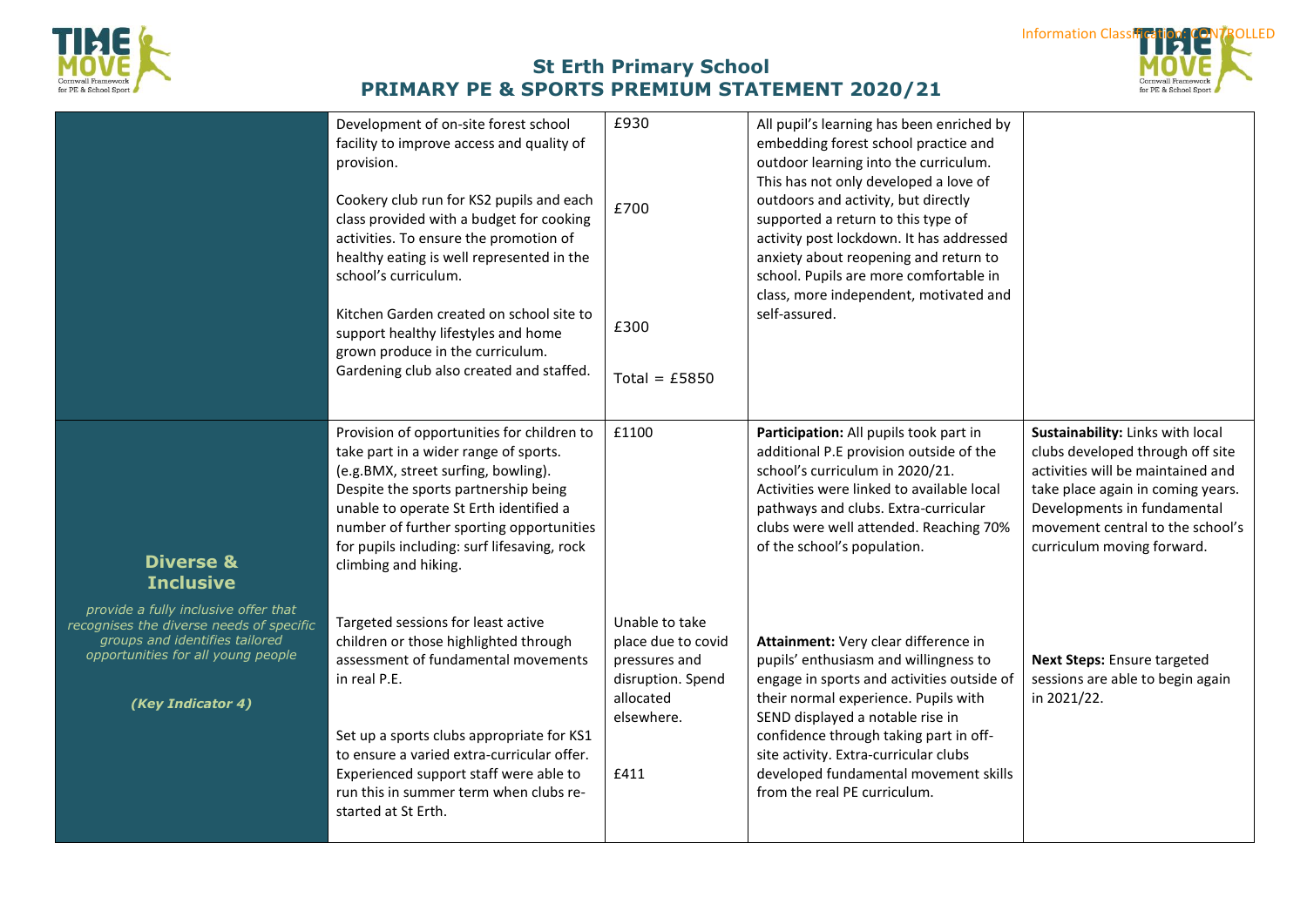# St Erth Primary School
## PRIMARY PE & SPORTS PREMIUM STATEMENT 2020/21

| | | | | |
|---|---|---|---|---|
| | Development of on-site forest school facility to improve access and quality of provision.<br><br>Cookery club run for KS2 pupils and each class provided with a budget for cooking activities. To ensure the promotion of healthy eating is well represented in the school's curriculum.<br><br>Kitchen Garden created on school site to support healthy lifestyles and home grown produce in the curriculum. Gardening club also created and staffed. | £930<br><br>£700<br><br>£300<br><br>Total = £5850 | All pupil's learning has been enriched by embedding forest school practice and outdoor learning into the curriculum. This has not only developed a love of outdoors and activity, but directly supported a return to this type of activity post lockdown. It has addressed anxiety about reopening and return to school. Pupils are more comfortable in class, more independent, motivated and self-assured. | |
| **Diverse & Inclusive**<br><br>*provide a fully inclusive offer that recognises the diverse needs of specific groups and identifies tailored opportunities for all young people*<br><br>***(Key Indicator 4)*** | Provision of opportunities for children to take part in a wider range of sports. (e.g.BMX, street surfing, bowling). Despite the sports partnership being unable to operate St Erth identified a number of further sporting opportunities for pupils including: surf lifesaving, rock climbing and hiking.<br><br>Targeted sessions for least active children or those highlighted through assessment of fundamental movements in real P.E.<br><br>Set up a sports clubs appropriate for KS1 to ensure a varied extra-curricular offer. Experienced support staff were able to run this in summer term when clubs re-started at St Erth. | £1100<br><br>Unable to take place due to covid pressures and disruption. Spend allocated elsewhere.<br><br>£411 | **Participation:** All pupils took part in additional P.E provision outside of the school's curriculum in 2020/21. Activities were linked to available local pathways and clubs. Extra-curricular clubs were well attended. Reaching 70% of the school's population.<br><br>**Attainment:** Very clear difference in pupils' enthusiasm and willingness to engage in sports and activities outside of their normal experience. Pupils with SEND displayed a notable rise in confidence through taking part in off-site activity. Extra-curricular clubs developed fundamental movement skills from the real PE curriculum. | **Sustainability:** Links with local clubs developed through off site activities will be maintained and take place again in coming years. Developments in fundamental movement central to the school's curriculum moving forward.<br><br>**Next Steps:** Ensure targeted sessions are able to begin again in 2021/22. |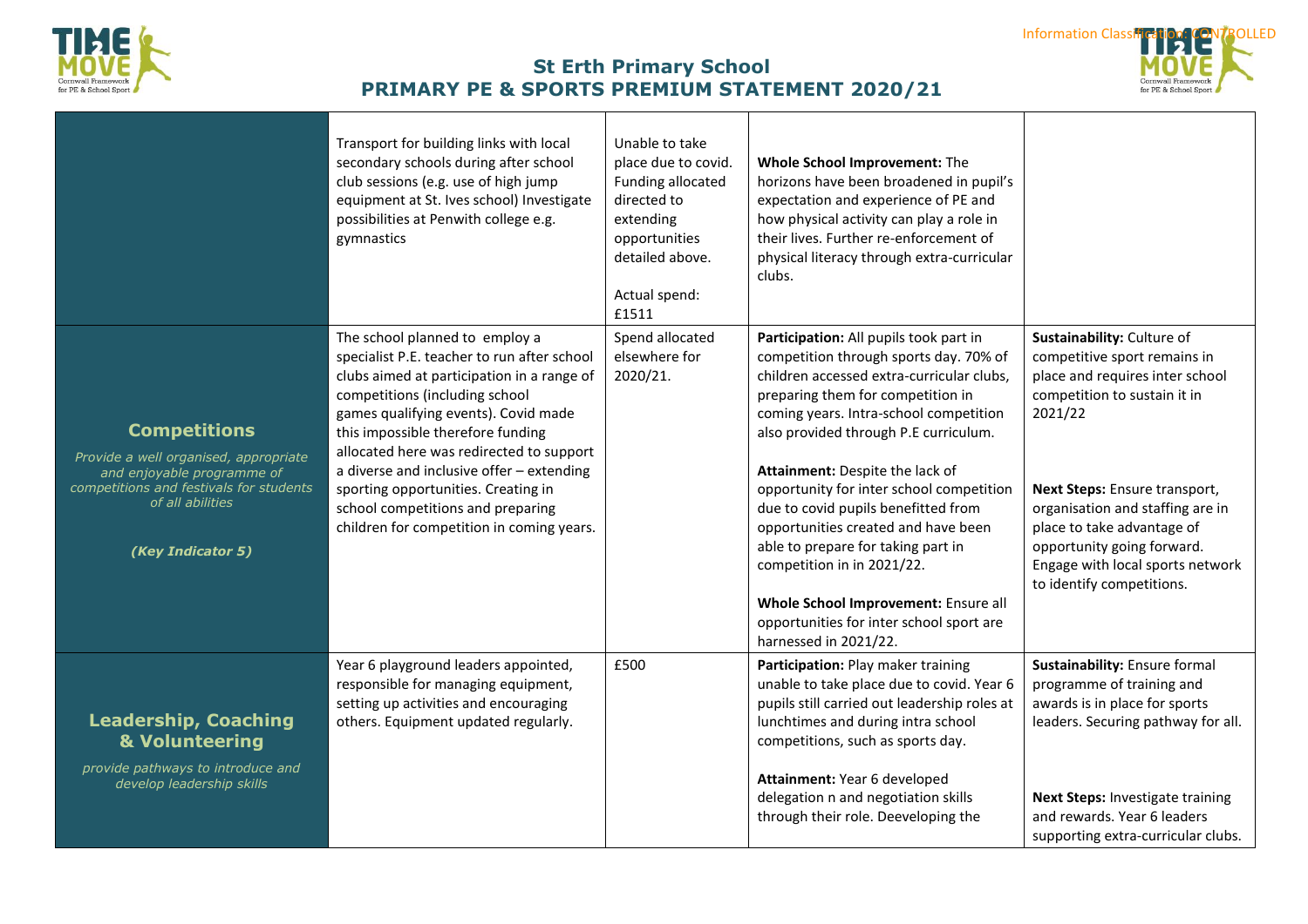# St Erth Primary School
## PRIMARY PE & SPORTS PREMIUM STATEMENT 2020/21

| | | | | |
|---|---|---|---|---|
| | Transport for building links with local secondary schools during after school club sessions (e.g. use of high jump equipment at St. Ives school) Investigate possibilities at Penwith college e.g. gymnastics | Unable to take place due to covid. Funding allocated directed to extending opportunities detailed above.<br><br>Actual spend: £1511 | **Whole School Improvement:** The horizons have been broadened in pupil's expectation and experience of PE and how physical activity can play a role in their lives. Further re-enforcement of physical literacy through extra-curricular clubs. | |
| **Competitions**<br><br>*Provide a well organised, appropriate and enjoyable programme of competitions and festivals for students of all abilities*<br><br>***(Key Indicator 5)*** | The school planned to employ a specialist P.E. teacher to run after school clubs aimed at participation in a range of competitions (including school games qualifying events). Covid made this impossible therefore funding allocated here was redirected to support a diverse and inclusive offer – extending sporting opportunities. Creating in school competitions and preparing children for competition in coming years. | Spend allocated elsewhere for 2020/21. | **Participation:** All pupils took part in competition through sports day. 70% of children accessed extra-curricular clubs, preparing them for competition in coming years. Intra-school competition also provided through P.E curriculum.<br><br>**Attainment:** Despite the lack of opportunity for inter school competition due to covid pupils benefitted from opportunities created and have been able to prepare for taking part in competition in in 2021/22.<br><br>**Whole School Improvement:** Ensure all opportunities for inter school sport are harnessed in 2021/22. | **Sustainability:** Culture of competitive sport remains in place and requires inter school competition to sustain it in 2021/22<br><br>**Next Steps:** Ensure transport, organisation and staffing are in place to take advantage of opportunity going forward. Engage with local sports network to identify competitions. |
| **Leadership, Coaching & Volunteering**<br><br>*provide pathways to introduce and develop leadership skills* | Year 6 playground leaders appointed, responsible for managing equipment, setting up activities and encouraging others. Equipment updated regularly. | £500 | **Participation:** Play maker training unable to take place due to covid. Year 6 pupils still carried out leadership roles at lunchtimes and during intra school competitions, such as sports day.<br><br>**Attainment:** Year 6 developed delegation n and negotiation skills through their role. Deeveloping the | **Sustainability:** Ensure formal programme of training and awards is in place for sports leaders. Securing pathway for all.<br><br>**Next Steps:** Investigate training and rewards. Year 6 leaders supporting extra-curricular clubs. |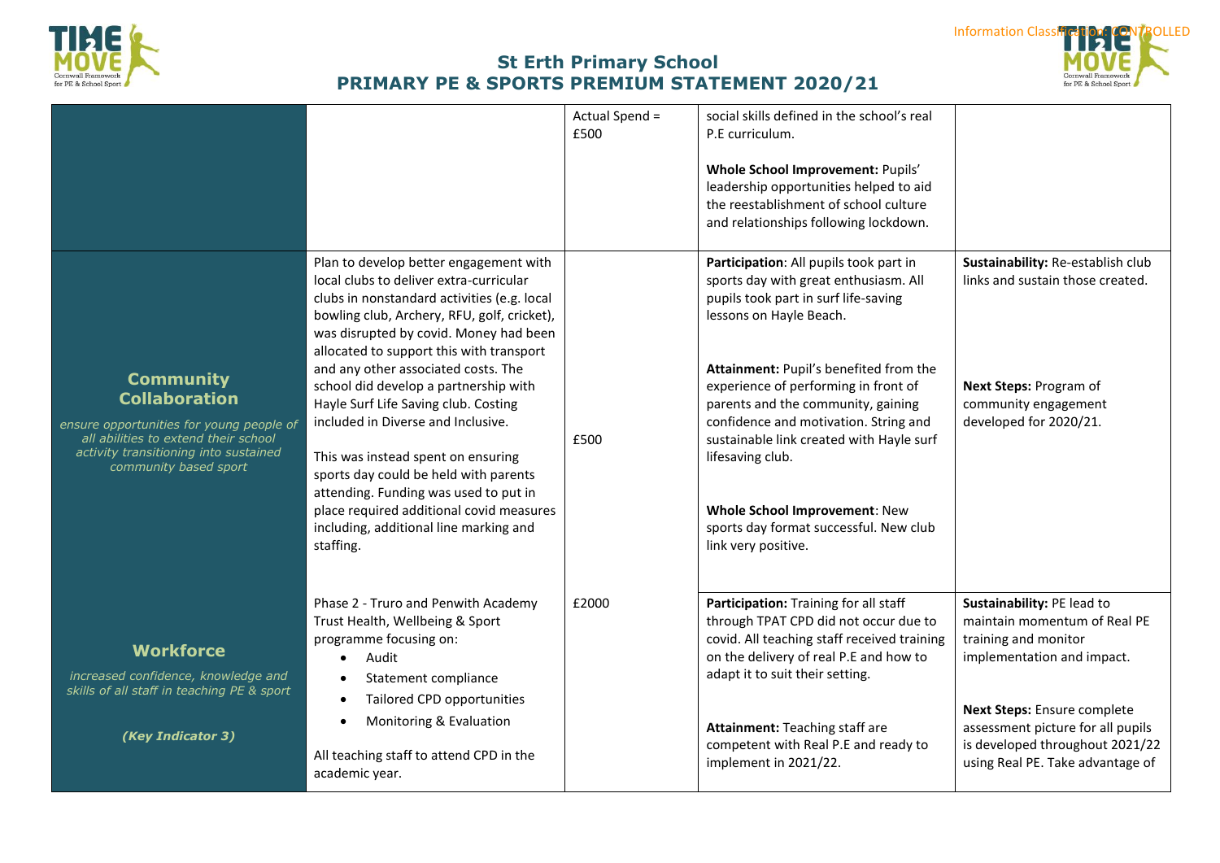# St Erth Primary School
## PRIMARY PE & SPORTS PREMIUM STATEMENT 2020/21

| | | | | |
|---|---|---|---|---|
| | | Actual Spend = £500 | social skills defined in the school's real P.E curriculum.<br><br>**Whole School Improvement:** Pupils' leadership opportunities helped to aid the reestablishment of school culture and relationships following lockdown. | |
| **Community Collaboration**<br><br>*ensure opportunities for young people of all abilities to extend their school activity transitioning into sustained community based sport* | Plan to develop better engagement with local clubs to deliver extra-curricular clubs in nonstandard activities (e.g. local bowling club, Archery, RFU, golf, cricket), was disrupted by covid. Money had been allocated to support this with transport and any other associated costs. The school did develop a partnership with Hayle Surf Life Saving club. Costing included in Diverse and Inclusive.<br><br>This was instead spent on ensuring sports day could be held with parents attending. Funding was used to put in place required additional covid measures including, additional line marking and staffing. | £500 | **Participation**: All pupils took part in sports day with great enthusiasm. All pupils took part in surf life-saving lessons on Hayle Beach.<br><br>**Attainment:** Pupil's benefited from the experience of performing in front of parents and the community, gaining confidence and motivation. String and sustainable link created with Hayle surf lifesaving club.<br><br>**Whole School Improvement**: New sports day format successful. New club link very positive. | **Sustainability:** Re-establish club links and sustain those created.<br><br>**Next Steps:** Program of community engagement developed for 2020/21. |
| **Workforce**<br><br>*increased confidence, knowledge and skills of all staff in teaching PE & sport*<br><br>***(Key Indicator 3)*** | Phase 2 - Truro and Penwith Academy Trust Health, Wellbeing & Sport programme focusing on:<br>• Audit<br>• Statement compliance<br>• Tailored CPD opportunities<br>• Monitoring & Evaluation<br><br>All teaching staff to attend CPD in the academic year. | £2000 | **Participation:** Training for all staff through TPAT CPD did not occur due to covid. All teaching staff received training on the delivery of real P.E and how to adapt it to suit their setting.<br><br>**Attainment:** Teaching staff are competent with Real P.E and ready to implement in 2021/22. | **Sustainability:** PE lead to maintain momentum of Real PE training and monitor implementation and impact.<br><br>**Next Steps:** Ensure complete assessment picture for all pupils is developed throughout 2021/22 using Real PE. Take advantage of |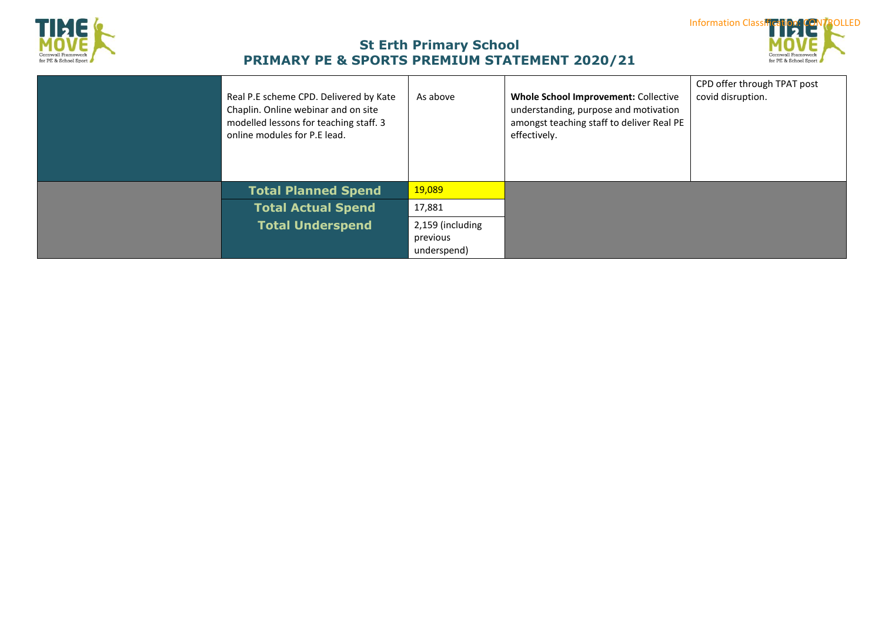# St Erth Primary School
## PRIMARY PE & SPORTS PREMIUM STATEMENT 2020/21

| | | | | |
|---|---|---|---|---|
| | Real P.E scheme CPD. Delivered by Kate Chaplin. Online webinar and on site modelled lessons for teaching staff. 3 online modules for P.E lead. | As above | **Whole School Improvement:** Collective understanding, purpose and motivation amongst teaching staff to deliver Real PE effectively. | CPD offer through TPAT post covid disruption. |
| | **Total Planned Spend** | 19,089 | | |
| | **Total Actual Spend** | 17,881 | | |
| | **Total Underspend** | 2,159 (including previous underspend) | | |